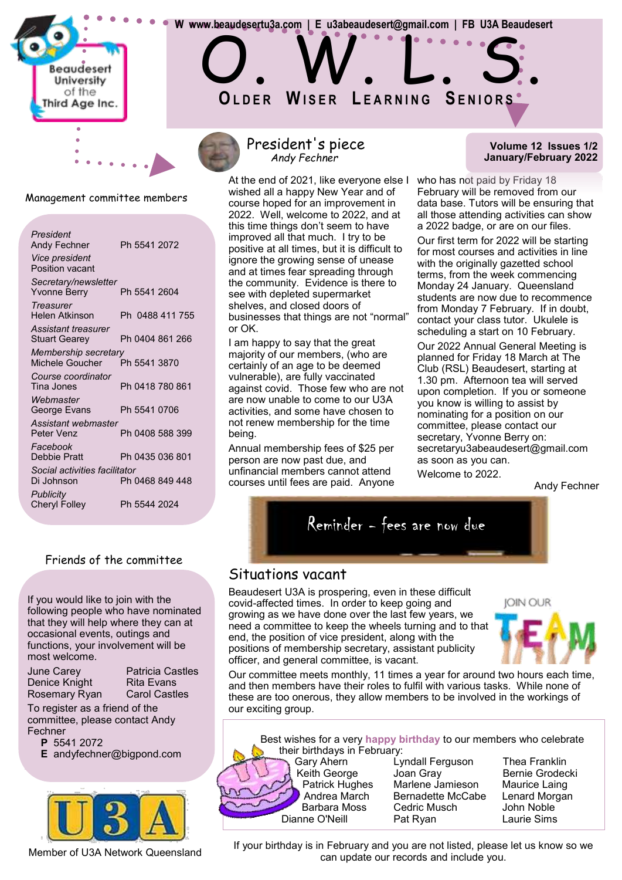Beaudesert University of the Third Age Inc.

W www.beaudesertu3a.com | E u3abeaudesert@gmail.com | FB U3A Beaudesert

# O. W. L. S.

## OLDER WISER LEARNING SENIORS

**Volume 12 Issues 1/2**
**January/February 2022**

## President's piece

*Andy Fechner*

At the end of 2021, like everyone else I wished all a happy New Year and of course hoped for an improvement in 2022. Well, welcome to 2022, and at this time things don't seem to have improved all that much. I try to be positive at all times, but it is difficult to ignore the growing sense of unease and at times fear spreading through the community. Evidence is there to see with depleted supermarket shelves, and closed doors of businesses that things are not "normal" or OK.

I am happy to say that the great majority of our members, (who are certainly of an age to be deemed vulnerable), are fully vaccinated against covid. Those few who are not are now unable to come to our U3A activities, and some have chosen to not renew membership for the time being.

Annual membership fees of $25 per person are now past due, and unfinancial members cannot attend courses until fees are paid. Anyone who has not paid by Friday 18 February will be removed from our data base. Tutors will be ensuring that all those attending activities can show a 2022 badge, or are on our files.

Our first term for 2022 will be starting for most courses and activities in line with the originally gazetted school terms, from the week commencing Monday 24 January. Queensland students are now due to recommence from Monday 7 February. If in doubt, contact your class tutor. Ukulele is scheduling a start on 10 February.

Our 2022 Annual General Meeting is planned for Friday 18 March at The Club (RSL) Beaudesert, starting at 1.30 pm. Afternoon tea will served upon completion. If you or someone you know is willing to assist by nominating for a position on our committee, please contact our secretary, Yvonne Berry on: secretaryu3abeaudesert@gmail.com as soon as you can.

Welcome to 2022.

Andy Fechner

**Reminder – fees are now due**

## Management committee members

| Role / Name | Phone |
|---|---|
| *President*<br>Andy Fechner | Ph 5541 2072 |
| *Vice president*<br>Position vacant | |
| *Secretary/newsletter*<br>Yvonne Berry | Ph 5541 2604 |
| *Treasurer*<br>Helen Atkinson | Ph 0488 411 755 |
| *Assistant treasurer*<br>Stuart Gearey | Ph 0404 861 266 |
| *Membership secretary*<br>Michele Goucher | Ph 5541 3870 |
| *Course coordinator*<br>Tina Jones | Ph 0418 780 861 |
| *Webmaster*<br>George Evans | Ph 5541 0706 |
| *Assistant webmaster*<br>Peter Venz | Ph 0408 588 399 |
| *Facebook*<br>Debbie Pratt | Ph 0435 036 801 |
| *Social activities facilitator*<br>Di Johnson | Ph 0468 849 448 |
| *Publicity*<br>Cheryl Folley | Ph 5544 2024 |

## Friends of the committee

If you would like to join with the following people who have nominated that they will help where they can at occasional events, outings and functions, your involvement will be most welcome.

| | |
|---|---|
| June Carey | Patricia Castles |
| Denice Knight | Rita Evans |
| Rosemary Ryan | Carol Castles |

To register as a friend of the committee, please contact Andy Fechner

**P** 5541 2072
**E** andyfechner@bigpond.com

Member of U3A Network Queensland

## Situations vacant

Beaudesert U3A is prospering, even in these difficult covid-affected times. In order to keep going and growing as we have done over the last few years, we need a committee to keep the wheels turning and to that end, the position of vice president, along with the positions of membership secretary, assistant publicity officer, and general committee, is vacant.

Our committee meets monthly, 11 times a year for around two hours each time, and then members have their roles to fulfil with various tasks. While none of these are too onerous, they allow members to be involved in the workings of our exciting group.

JOIN OUR TEAM

Best wishes for a very **happy birthday** to our members who celebrate their birthdays in February:

| | | |
|---|---|---|
| Gary Ahern | Lyndall Ferguson | Thea Franklin |
| Keith George | Joan Gray | Bernie Grodecki |
| Patrick Hughes | Marlene Jamieson | Maurice Laing |
| Andrea March | Bernadette McCabe | Lenard Morgan |
| Barbara Moss | Cedric Muscat | John Noble |
| Dianne O'Neill | Pat Ryan | Laurie Sims |

If your birthday is in February and you are not listed, please let us know so we can update our records and include you.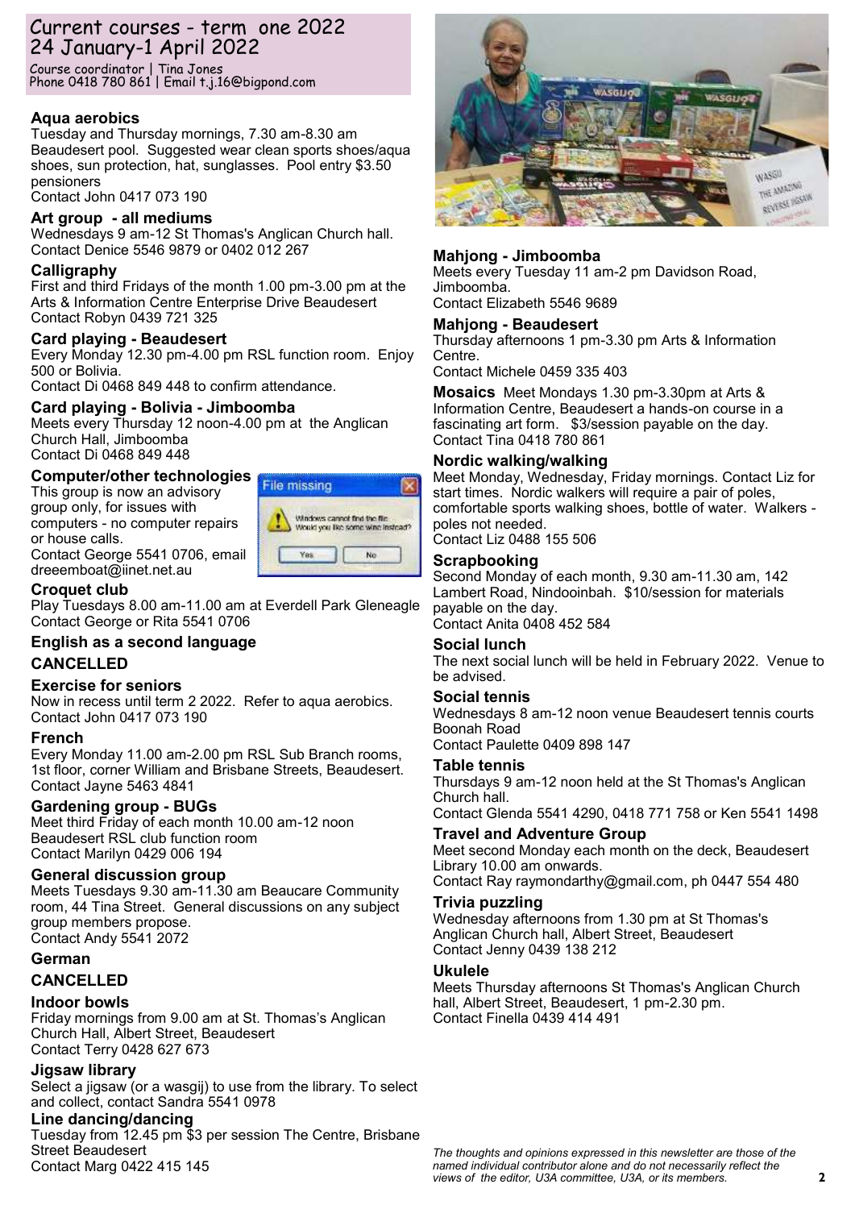## Current courses - term one 2022
## 24 January-1 April 2022

Course coordinator | Tina Jones
Phone 0418 780 861 | Email t.j.16@bigpond.com

### Aqua aerobics
Tuesday and Thursday mornings, 7.30 am-8.30 am Beaudesert pool. Suggested wear clean sports shoes/aqua shoes, sun protection, hat, sunglasses. Pool entry $3.50 pensioners
Contact John 0417 073 190

### Art group - all mediums
Wednesdays 9 am-12 St Thomas's Anglican Church hall.
Contact Denice 5546 9879 or 0402 012 267

### Calligraphy
First and third Fridays of the month 1.00 pm-3.00 pm at the Arts & Information Centre Enterprise Drive Beaudesert
Contact Robyn 0439 721 325

### Card playing - Beaudesert
Every Monday 12.30 pm-4.00 pm RSL function room. Enjoy 500 or Bolivia.
Contact Di 0468 849 448 to confirm attendance.

### Card playing - Bolivia - Jimboomba
Meets every Thursday 12 noon-4.00 pm at the Anglican Church Hall, Jimboomba
Contact Di 0468 849 448

### Computer/other technologies
This group is now an advisory group only, for issues with computers - no computer repairs or house calls.
Contact George 5541 0706, email dreeemboat@iinet.net.au

### Croquet club
Play Tuesdays 8.00 am-11.00 am at Everdell Park Gleneagle
Contact George or Rita 5541 0706

### English as a second language
### CANCELLED

### Exercise for seniors
Now in recess until term 2 2022. Refer to aqua aerobics.
Contact John 0417 073 190

### French
Every Monday 11.00 am-2.00 pm RSL Sub Branch rooms, 1st floor, corner William and Brisbane Streets, Beaudesert.
Contact Jayne 5463 4841

### Gardening group - BUGs
Meet third Friday of each month 10.00 am-12 noon Beaudesert RSL club function room
Contact Marilyn 0429 006 194

### General discussion group
Meets Tuesdays 9.30 am-11.30 am Beaucare Community room, 44 Tina Street. General discussions on any subject group members propose.
Contact Andy 5541 2072

### German
### CANCELLED

### Indoor bowls
Friday mornings from 9.00 am at St. Thomas's Anglican Church Hall, Albert Street, Beaudesert
Contact Terry 0428 627 673

### Jigsaw library
Select a jigsaw (or a wasgij) to use from the library. To select and collect, contact Sandra 5541 0978

### Line dancing/dancing
Tuesday from 12.45 pm $3 per session The Centre, Brisbane Street Beaudesert
Contact Marg 0422 415 145

### Mahjong - Jimboomba
Meets every Tuesday 11 am-2 pm Davidson Road, Jimboomba.
Contact Elizabeth 5546 9689

### Mahjong - Beaudesert
Thursday afternoons 1 pm-3.30 pm Arts & Information Centre.
Contact Michele 0459 335 403

**Mosaics** Meet Mondays 1.30 pm-3.30pm at Arts & Information Centre, Beaudesert a hands-on course in a fascinating art form. $3/session payable on the day.
Contact Tina 0418 780 861

### Nordic walking/walking
Meet Monday, Wednesday, Friday mornings. Contact Liz for start times. Nordic walkers will require a pair of poles, comfortable sports walking shoes, bottle of water. Walkers - poles not needed.
Contact Liz 0488 155 506

### Scrapbooking
Second Monday of each month, 9.30 am-11.30 am, 142 Lambert Road, Nindooinbah. $10/session for materials payable on the day.
Contact Anita 0408 452 584

### Social lunch
The next social lunch will be held in February 2022. Venue to be advised.

### Social tennis
Wednesdays 8 am-12 noon venue Beaudesert tennis courts Boonah Road
Contact Paulette 0409 898 147

### Table tennis
Thursdays 9 am-12 noon held at the St Thomas's Anglican Church hall.
Contact Glenda 5541 4290, 0418 771 758 or Ken 5541 1498

### Travel and Adventure Group
Meet second Monday each month on the deck, Beaudesert Library 10.00 am onwards.
Contact Ray raymondarthy@gmail.com, ph 0447 554 480

### Trivia puzzling
Wednesday afternoons from 1.30 pm at St Thomas's Anglican Church hall, Albert Street, Beaudesert
Contact Jenny 0439 138 212

### Ukulele
Meets Thursday afternoons St Thomas's Anglican Church hall, Albert Street, Beaudesert, 1 pm-2.30 pm.
Contact Finella 0439 414 491

*The thoughts and opinions expressed in this newsletter are those of the named individual contributor alone and do not necessarily reflect the views of the editor, U3A committee, U3A, or its members.*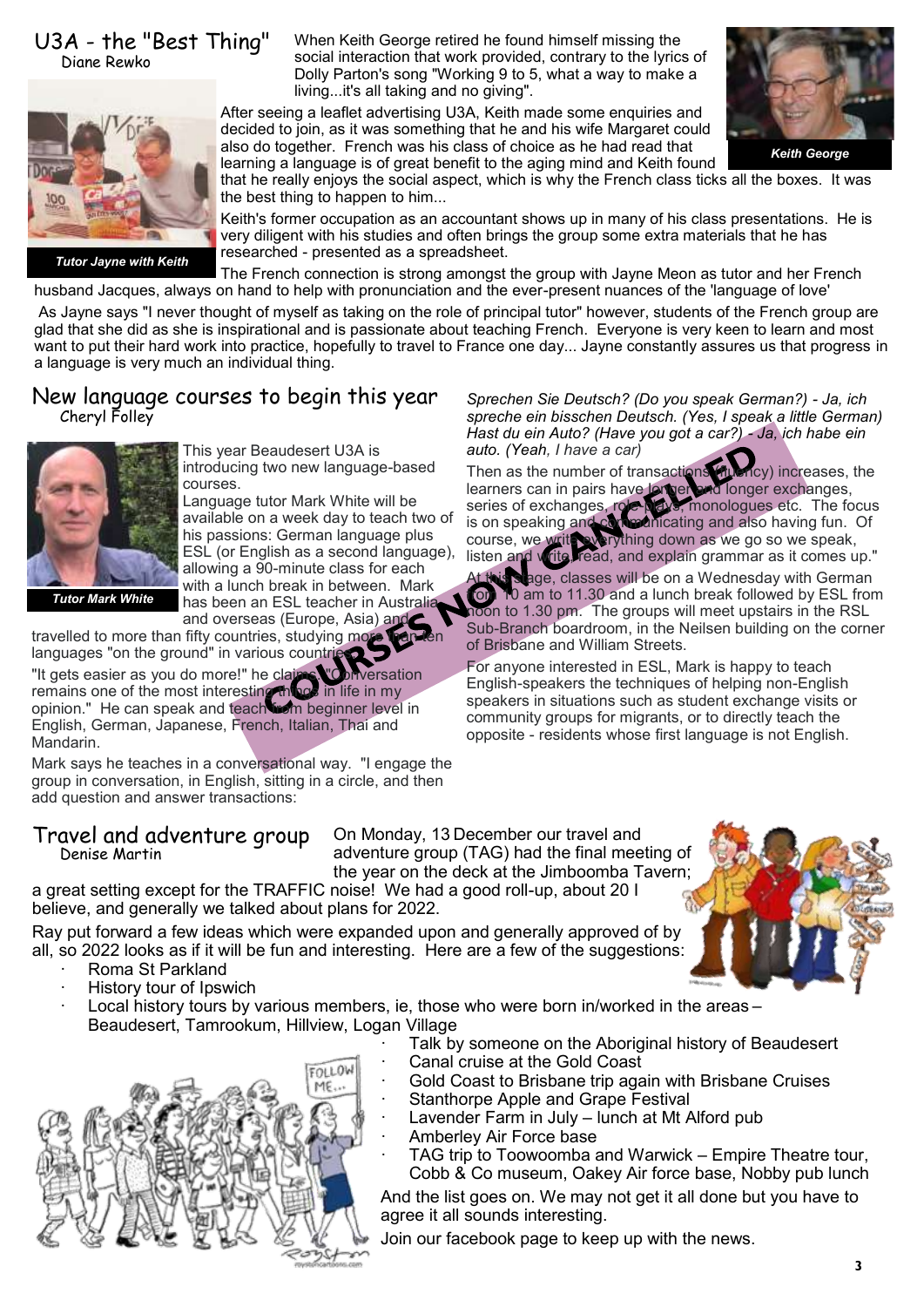## U3A - the "Best Thing"

Diane Rewko

When Keith George retired he found himself missing the social interaction that work provided, contrary to the lyrics of Dolly Parton's song "Working 9 to 5, what a way to make a living...it's all taking and no giving".

*Keith George*

*Tutor Jayne with Keith*

After seeing a leaflet advertising U3A, Keith made some enquiries and decided to join, as it was something that he and his wife Margaret could also do together. French was his class of choice as he had read that learning a language is of great benefit to the aging mind and Keith found that he really enjoys the social aspect, which is why the French class ticks all the boxes. It was the best thing to happen to him...

Keith's former occupation as an accountant shows up in many of his class presentations. He is very diligent with his studies and often brings the group some extra materials that he has researched - presented as a spreadsheet.

The French connection is strong amongst the group with Jayne Meon as tutor and her French husband Jacques, always on hand to help with pronunciation and the ever-present nuances of the 'language of love'

As Jayne says "I never thought of myself as taking on the role of principal tutor" however, students of the French group are glad that she did as she is inspirational and is passionate about teaching French. Everyone is very keen to learn and most want to put their hard work into practice, hopefully to travel to France one day... Jayne constantly assures us that progress in a language is very much an individual thing.

## New language courses to begin this year

Cheryl Folley

**COURSES NOW CANCELLED**

*Tutor Mark White*

This year Beaudesert U3A is introducing two new language-based courses.

Language tutor Mark White will be available on a week day to teach two of his passions: German language plus ESL (or English as a second language), allowing a 90-minute class for each with a lunch break in between. Mark has been an ESL teacher in Australia and overseas (Europe, Asia) and travelled to more than fifty countries, studying more than ten languages "on the ground" in various countries.

"It gets easier as you do more!" he claims. "Conversation remains one of the most interesting things in life in my opinion." He can speak and teach from beginner level in English, German, Japanese, French, Italian, Thai and Mandarin.

Mark says he teaches in a conversational way. "I engage the group in conversation, in English, sitting in a circle, and then add question and answer transactions:

*Sprechen Sie Deutsch? (Do you speak German?) - Ja, ich spreche ein bisschen Deutsch. (Yes, I speak a little German) Hast du ein Auto? (Have you got a car?) - Ja, ich habe ein auto. (Yeah, I have a car)*

Then as the number of transactions (fluency) increases, the learners can in pairs have longer and longer exchanges, series of exchanges, role plays, monologues etc. The focus is on speaking and communicating and also having fun. Of course, we write everything down as we go so we speak, listen and write, read, and explain grammar as it comes up."

At this stage, classes will be on a Wednesday with German from 10 am to 11.30 and a lunch break followed by ESL from noon to 1.30 pm. The groups will meet upstairs in the RSL Sub-Branch boardroom, in the Neilsen building on the corner of Brisbane and William Streets.

For anyone interested in ESL, Mark is happy to teach English-speakers the techniques of helping non-English speakers in situations such as student exchange visits or community groups for migrants, or to directly teach the opposite - residents whose first language is not English.

## Travel and adventure group

Denise Martin

On Monday, 13 December our travel and adventure group (TAG) had the final meeting of the year on the deck at the Jimboomba Tavern; a great setting except for the TRAFFIC noise! We had a good roll-up, about 20 I believe, and generally we talked about plans for 2022.

Ray put forward a few ideas which were expanded upon and generally approved of by all, so 2022 looks as if it will be fun and interesting. Here are a few of the suggestions:

- Roma St Parkland
- History tour of Ipswich
- Local history tours by various members, ie, those who were born in/worked in the areas – Beaudesert, Tamrookum, Hillview, Logan Village
- Talk by someone on the Aboriginal history of Beaudesert
- Canal cruise at the Gold Coast
- Gold Coast to Brisbane trip again with Brisbane Cruises
- Stanthorpe Apple and Grape Festival
- Lavender Farm in July – lunch at Mt Alford pub
- Amberley Air Force base
- TAG trip to Toowoomba and Warwick – Empire Theatre tour, Cobb & Co museum, Oakey Air force base, Nobby pub lunch

And the list goes on. We may not get it all done but you have to agree it all sounds interesting.

Join our facebook page to keep up with the news.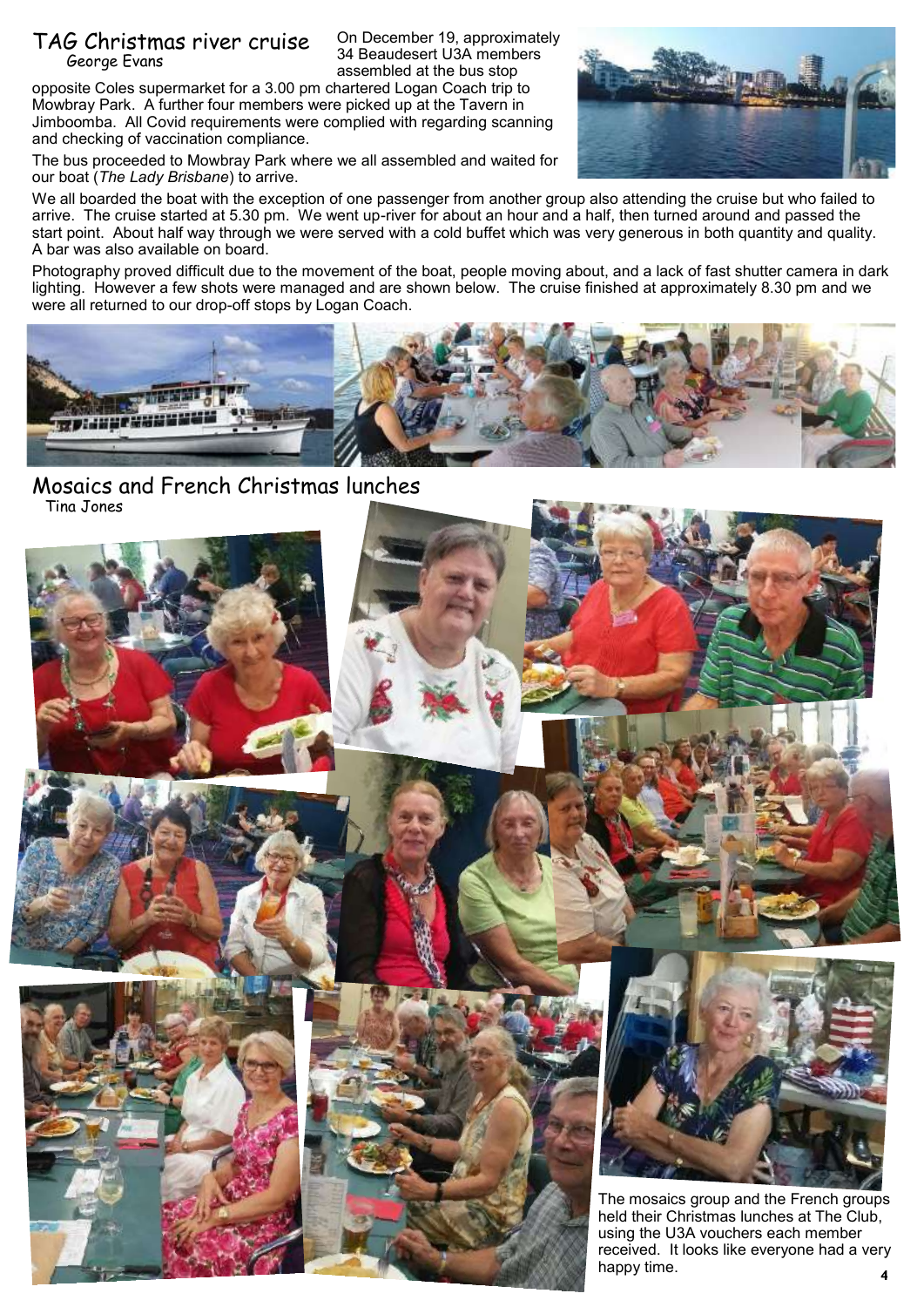## TAG Christmas river cruise

George Evans

On December 19, approximately 34 Beaudesert U3A members assembled at the bus stop opposite Coles supermarket for a 3.00 pm chartered Logan Coach trip to Mowbray Park. A further four members were picked up at the Tavern in Jimboomba. All Covid requirements were complied with regarding scanning and checking of vaccination compliance.

The bus proceeded to Mowbray Park where we all assembled and waited for our boat (*The Lady Brisbane*) to arrive.

We all boarded the boat with the exception of one passenger from another group also attending the cruise but who failed to arrive. The cruise started at 5.30 pm. We went up-river for about an hour and a half, then turned around and passed the start point. About half way through we were served with a cold buffet which was very generous in both quantity and quality. A bar was also available on board.

Photography proved difficult due to the movement of the boat, people moving about, and a lack of fast shutter camera in dark lighting. However a few shots were managed and are shown below. The cruise finished at approximately 8.30 pm and we were all returned to our drop-off stops by Logan Coach.

## Mosaics and French Christmas lunches

Tina Jones

The mosaics group and the French groups held their Christmas lunches at The Club, using the U3A vouchers each member received. It looks like everyone had a very happy time.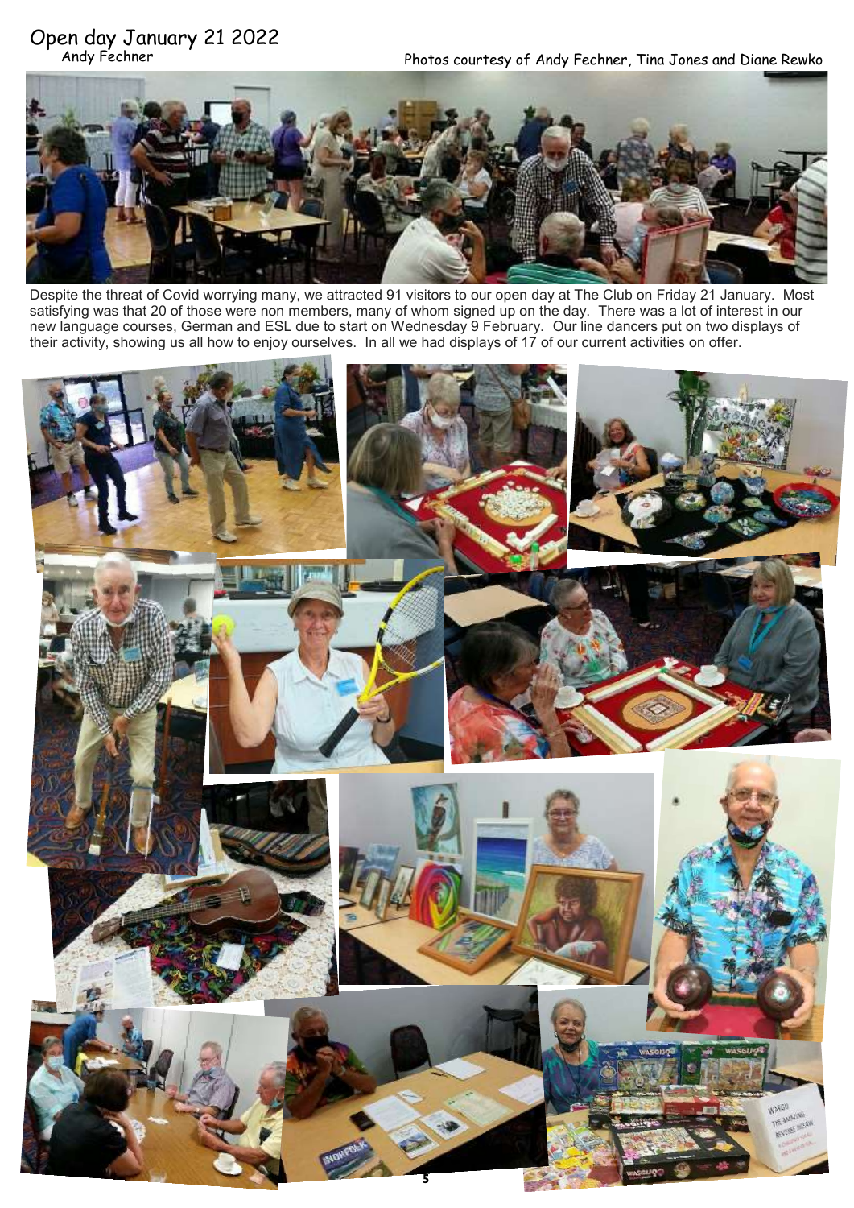# Open day January 21 2022

Andy Fechner

Photos courtesy of Andy Fechner, Tina Jones and Diane Rewko

Despite the threat of Covid worrying many, we attracted 91 visitors to our open day at The Club on Friday 21 January. Most satisfying was that 20 of those were non members, many of whom signed up on the day. There was a lot of interest in our new language courses, German and ESL due to start on Wednesday 9 February. Our line dancers put on two displays of their activity, showing us all how to enjoy ourselves. In all we had displays of 17 of our current activities on offer.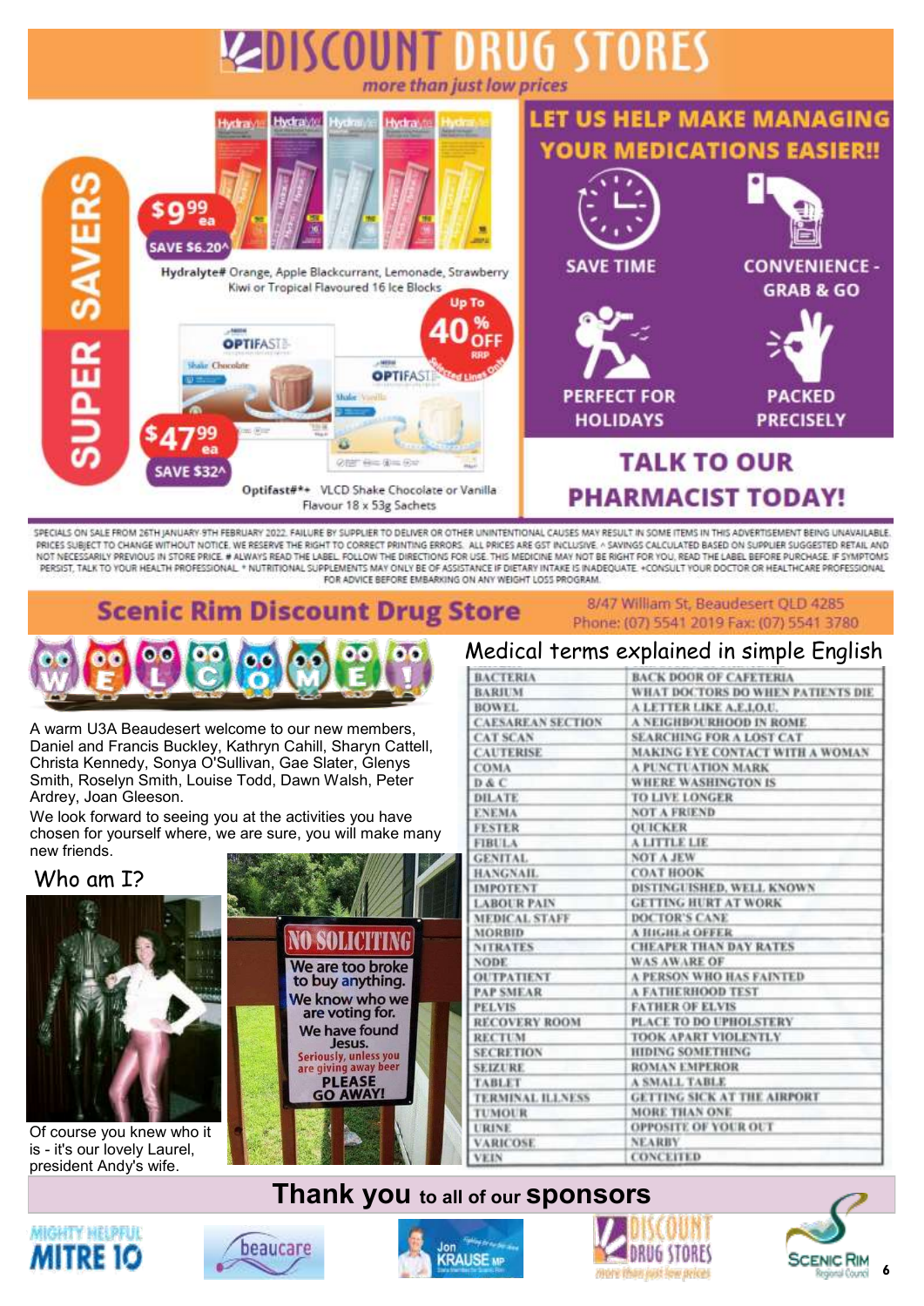# DISCOUNT DRUG STORES

*more than just low prices*

## SUPER SAVERS

$9.99 ea

SAVE $6.20^

**Hydralyte#** Orange, Apple Blackcurrant, Lemonade, Strawberry Kiwi or Tropical Flavoured 16 Ice Blocks

Up To 40% OFF RRP

Selected Lines Only

$47.99 ea

SAVE $32^

**Optifast#\*+** VLCD Shake Chocolate or Vanilla Flavour 18 x 53g Sachets

## LET US HELP MAKE MANAGING YOUR MEDICATIONS EASIER!!

- SAVE TIME
- CONVENIENCE - GRAB & GO
- PERFECT FOR HOLIDAYS
- PACKED PRECISELY

## TALK TO OUR PHARMACIST TODAY!

SPECIALS ON SALE FROM 26TH JANUARY 9TH FEBRUARY 2022. FAILURE BY SUPPLIER TO DELIVER OR OTHER UNINTENTIONAL CAUSES MAY RESULT IN SOME ITEMS IN THIS ADVERTISEMENT BEING UNAVAILABLE. PRICES SUBJECT TO CHANGE WITHOUT NOTICE. WE RESERVE THE RIGHT TO CORRECT PRINTING ERRORS. ALL PRICES ARE GST INCLUSIVE. ^ SAVINGS CALCULATED BASED ON SUPPLIER SUGGESTED RETAIL AND NOT NECESSARILY PREVIOUS IN STORE PRICE. # ALWAYS READ THE LABEL. FOLLOW THE DIRECTIONS FOR USE. THIS MEDICINE MAY NOT BE RIGHT FOR YOU. READ THE LABEL BEFORE PURCHASE. IF SYMPTOMS PERSIST, TALK TO YOUR HEALTH PROFESSIONAL. \* NUTRITIONAL SUPPLEMENTS MAY ONLY BE OF ASSISTANCE IF DIETARY INTAKE IS INADEQUATE. +CONSULT YOUR DOCTOR OR HEALTHCARE PROFESSIONAL FOR ADVICE BEFORE EMBARKING ON ANY WEIGHT LOSS PROGRAM.

**Scenic Rim Discount Drug Store**

8/47 William St, Beaudesert QLD 4285
Phone: (07) 5541 2019 Fax: (07) 5541 3780

# WELCOME!

A warm U3A Beaudesert welcome to our new members, Daniel and Francis Buckley, Kathryn Cahill, Sharyn Cattell, Christa Kennedy, Sonya O'Sullivan, Gae Slater, Glenys Smith, Roselyn Smith, Louise Todd, Dawn Walsh, Peter Ardrey, Joan Gleeson.

We look forward to seeing you at the activities you have chosen for yourself where, we are sure, you will make many new friends.

## Who am I?

Of course you knew who it is - it's our lovely Laurel, president Andy's wife.

**NO SOLICITING**

We are too broke to buy anything.
We know who we are voting for.
We have found Jesus.
Seriously, unless you are giving away beer
PLEASE GO AWAY!

## Medical terms explained in simple English

| | |
|---|---|
| BACTERIA | BACK DOOR OF CAFETERIA |
| BARIUM | WHAT DOCTORS DO WHEN PATIENTS DIE |
| BOWEL | A LETTER LIKE A,E,I,O,U. |
| CAESAREAN SECTION | A NEIGHBOURHOOD IN ROME |
| CAT SCAN | SEARCHING FOR A LOST CAT |
| CAUTERISE | MAKING EYE CONTACT WITH A WOMAN |
| COMA | A PUNCTUATION MARK |
| D & C | WHERE WASHINGTON IS |
| DILATE | TO LIVE LONGER |
| ENEMA | NOT A FRIEND |
| FESTER | QUICKER |
| FIBULA | A LITTLE LIE |
| GENITAL | NOT A JEW |
| HANGNAIL | COAT HOOK |
| IMPOTENT | DISTINGUISHED, WELL KNOWN |
| LABOUR PAIN | GETTING HURT AT WORK |
| MEDICAL STAFF | DOCTOR'S CANE |
| MORBID | A HIGHER OFFER |
| NITRATES | CHEAPER THAN DAY RATES |
| NODE | WAS AWARE OF |
| OUTPATIENT | A PERSON WHO HAS FAINTED |
| PAP SMEAR | A FATHERHOOD TEST |
| PELVIS | FATHER OF ELVIS |
| RECOVERY ROOM | PLACE TO DO UPHOLSTERY |
| RECTUM | TOOK APART VIOLENTLY |
| SECRETION | HIDING SOMETHING |
| SEIZURE | ROMAN EMPEROR |
| TABLET | A SMALL TABLE |
| TERMINAL ILLNESS | GETTING SICK AT THE AIRPORT |
| TUMOUR | MORE THAN ONE |
| URINE | OPPOSITE OF YOUR OUT |
| VARICOSE | NEARBY |
| VEIN | CONCEITED |

## Thank you to all of our sponsors

MIGHTY HELPFUL MITRE 10 · beaucare · Jon KRAUSE MP · DISCOUNT DRUG STORES · SCENIC RIM Regional Council